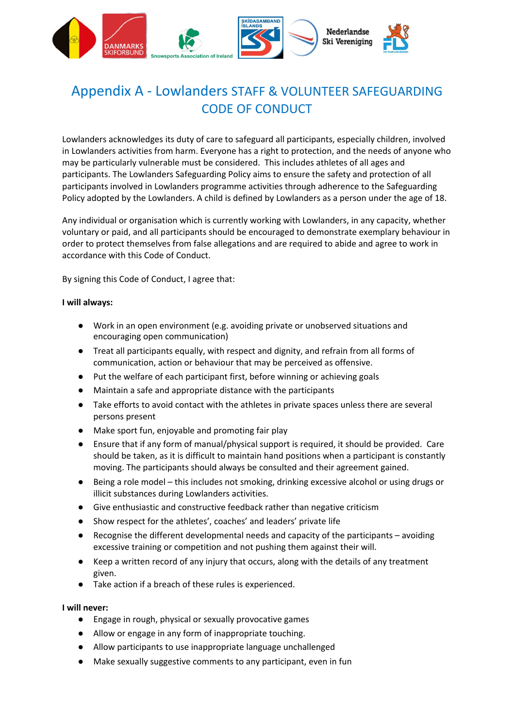# Appendix A - Lowlanders STAFF & VOLUNTEER SAFEGUARDING CODE OF CONDUCT

Lowlanders acknowledges its duty of care to safeguard all participants, especially children, involved in Lowlanders activities from harm. Everyone has a right to protection, and the needs of anyone who may be particularly vulnerable must be considered. This includes athletes of all ages and participants. The Lowlanders Safeguarding Policy aims to ensure the safety and protection of all participants involved in Lowlanders programme activities through adherence to the Safeguarding Policy adopted by the Lowlanders. A child is defined by Lowlanders as a person under the age of 18.

Any individual or organisation which is currently working with Lowlanders, in any capacity, whether voluntary or paid, and all participants should be encouraged to demonstrate exemplary behaviour in order to protect themselves from false allegations and are required to abide and agree to work in accordance with this Code of Conduct.

By signing this Code of Conduct, I agree that:

**I will always:**

- Work in an open environment (e.g. avoiding private or unobserved situations and encouraging open communication)
- Treat all participants equally, with respect and dignity, and refrain from all forms of communication, action or behaviour that may be perceived as offensive.
- Put the welfare of each participant first, before winning or achieving goals
- Maintain a safe and appropriate distance with the participants
- Take efforts to avoid contact with the athletes in private spaces unless there are several persons present
- Make sport fun, enjoyable and promoting fair play
- Ensure that if any form of manual/physical support is required, it should be provided. Care should be taken, as it is difficult to maintain hand positions when a participant is constantly moving. The participants should always be consulted and their agreement gained.
- Being a role model – this includes not smoking, drinking excessive alcohol or using drugs or illicit substances during Lowlanders activities.
- Give enthusiastic and constructive feedback rather than negative criticism
- Show respect for the athletes', coaches' and leaders' private life
- Recognise the different developmental needs and capacity of the participants – avoiding excessive training or competition and not pushing them against their will.
- Keep a written record of any injury that occurs, along with the details of any treatment given.
- Take action if a breach of these rules is experienced.

**I will never:**

- Engage in rough, physical or sexually provocative games
- Allow or engage in any form of inappropriate touching.
- Allow participants to use inappropriate language unchallenged
- Make sexually suggestive comments to any participant, even in fun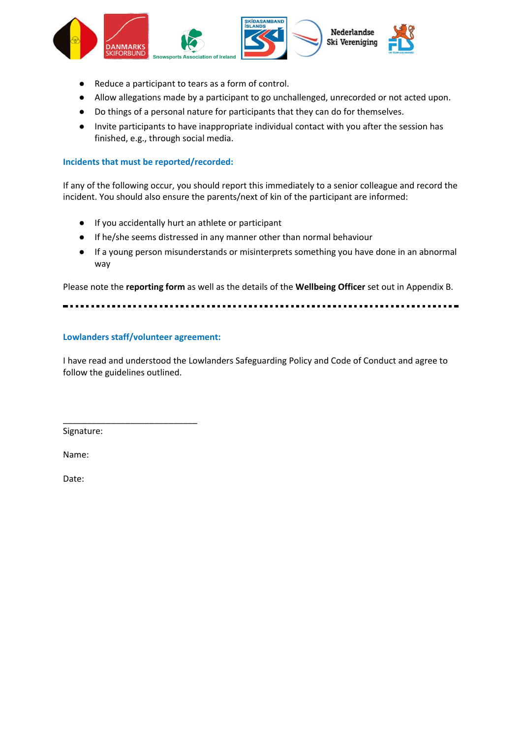- Reduce a participant to tears as a form of control.
- Allow allegations made by a participant to go unchallenged, unrecorded or not acted upon.
- Do things of a personal nature for participants that they can do for themselves.
- Invite participants to have inappropriate individual contact with you after the session has finished, e.g., through social media.

### Incidents that must be reported/recorded:

If any of the following occur, you should report this immediately to a senior colleague and record the incident. You should also ensure the parents/next of kin of the participant are informed:

- If you accidentally hurt an athlete or participant
- If he/she seems distressed in any manner other than normal behaviour
- If a young person misunderstands or misinterprets something you have done in an abnormal way

Please note the **reporting form** as well as the details of the **Wellbeing Officer** set out in Appendix B.

---

### Lowlanders staff/volunteer agreement:

I have read and understood the Lowlanders Safeguarding Policy and Code of Conduct and agree to follow the guidelines outlined.

______________________________

Signature:

Name:

Date: